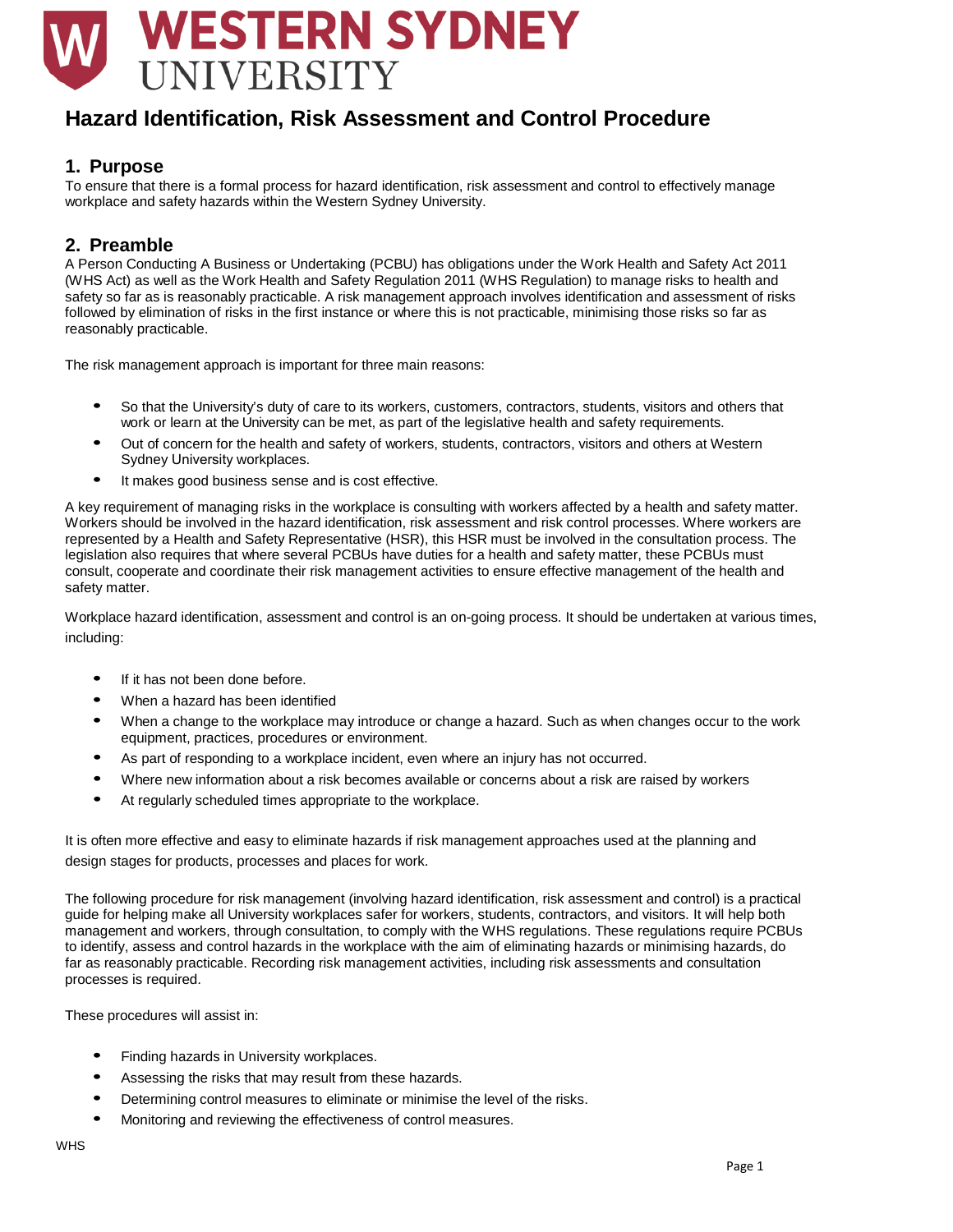# Hazard Identification, Risk Assessment and Control Procedure

## 1. Purpose

To ensure that there is a formal process for hazard identification, risk assessment and control to effectively manage workplace and safety hazards within the Western Sydney University.

## 2. Preamble

A Person Conducting A Business or Undertaking (PCBU) has obligations under the Work Health and Safety Act 2011 (WHS Act) as well as the Work Health and Safety Regulation 2011 (WHS Regulation) to manage risks to health and safety so far as is reasonably practicable. A risk management approach involves identification and assessment of risks followed by elimination of risks in the first instance or where this is not practicable, minimising those risks so far as reasonably practicable.

The risk management approach is important for three main reasons:

- So that the University's duty of care to its workers, customers, contractors, students, visitors and others that work or learn at the University can be met, as part of the legislative health and safety requirements.
- Out of concern for the health and safety of workers, students, contractors, visitors and others at Western Sydney University workplaces.
- It makes good business sense and is cost effective.

A key requirement of managing risks in the workplace is consulting with workers affected by a health and safety matter. Workers should be involved in the hazard identification, risk assessment and risk control processes. Where workers are represented by a Health and Safety Representative (HSR), this HSR must be involved in the consultation process. The legislation also requires that where several PCBUs have duties for a health and safety matter, these PCBUs must consult, cooperate and coordinate their risk management activities to ensure effective management of the health and safety matter.

Workplace hazard identification, assessment and control is an on-going process. It should be undertaken at various times, including:

- If it has not been done before.
- When a hazard has been identified
- When a change to the workplace may introduce or change a hazard. Such as when changes occur to the work equipment, practices, procedures or environment.
- As part of responding to a workplace incident, even where an injury has not occurred.
- Where new information about a risk becomes available or concerns about a risk are raised by workers
- At regularly scheduled times appropriate to the workplace.

It is often more effective and easy to eliminate hazards if risk management approaches used at the planning and design stages for products, processes and places for work.

The following procedure for risk management (involving hazard identification, risk assessment and control) is a practical guide for helping make all University workplaces safer for workers, students, contractors, and visitors. It will help both management and workers, through consultation, to comply with the WHS regulations. These regulations require PCBUs to identify, assess and control hazards in the workplace with the aim of eliminating hazards or minimising hazards, do far as reasonably practicable. Recording risk management activities, including risk assessments and consultation processes is required.

These procedures will assist in:

- Finding hazards in University workplaces.
- Assessing the risks that may result from these hazards.
- Determining control measures to eliminate or minimise the level of the risks.
- Monitoring and reviewing the effectiveness of control measures.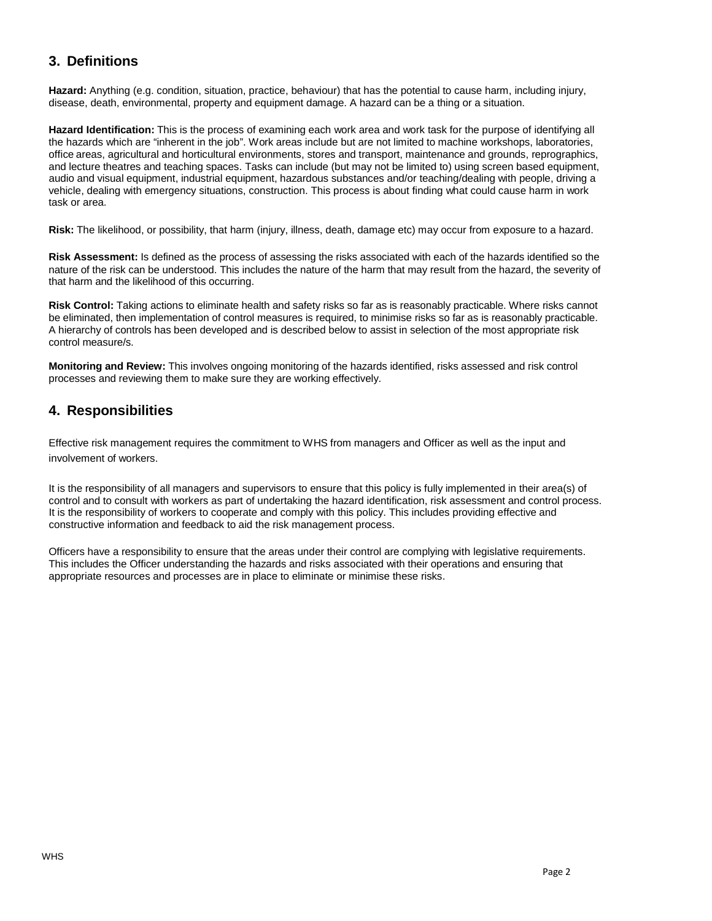## 3. Definitions

**Hazard:** Anything (e.g. condition, situation, practice, behaviour) that has the potential to cause harm, including injury, disease, death, environmental, property and equipment damage. A hazard can be a thing or a situation.

**Hazard Identification:** This is the process of examining each work area and work task for the purpose of identifying all the hazards which are "inherent in the job". Work areas include but are not limited to machine workshops, laboratories, office areas, agricultural and horticultural environments, stores and transport, maintenance and grounds, reprographics, and lecture theatres and teaching spaces. Tasks can include (but may not be limited to) using screen based equipment, audio and visual equipment, industrial equipment, hazardous substances and/or teaching/dealing with people, driving a vehicle, dealing with emergency situations, construction. This process is about finding what could cause harm in work task or area.

**Risk:** The likelihood, or possibility, that harm (injury, illness, death, damage etc) may occur from exposure to a hazard.

**Risk Assessment:** Is defined as the process of assessing the risks associated with each of the hazards identified so the nature of the risk can be understood. This includes the nature of the harm that may result from the hazard, the severity of that harm and the likelihood of this occurring.

**Risk Control:** Taking actions to eliminate health and safety risks so far as is reasonably practicable. Where risks cannot be eliminated, then implementation of control measures is required, to minimise risks so far as is reasonably practicable. A hierarchy of controls has been developed and is described below to assist in selection of the most appropriate risk control measure/s.

**Monitoring and Review:** This involves ongoing monitoring of the hazards identified, risks assessed and risk control processes and reviewing them to make sure they are working effectively.

## 4. Responsibilities

Effective risk management requires the commitment to WHS from managers and Officer as well as the input and involvement of workers.

It is the responsibility of all managers and supervisors to ensure that this policy is fully implemented in their area(s) of control and to consult with workers as part of undertaking the hazard identification, risk assessment and control process. It is the responsibility of workers to cooperate and comply with this policy. This includes providing effective and constructive information and feedback to aid the risk management process.

Officers have a responsibility to ensure that the areas under their control are complying with legislative requirements. This includes the Officer understanding the hazards and risks associated with their operations and ensuring that appropriate resources and processes are in place to eliminate or minimise these risks.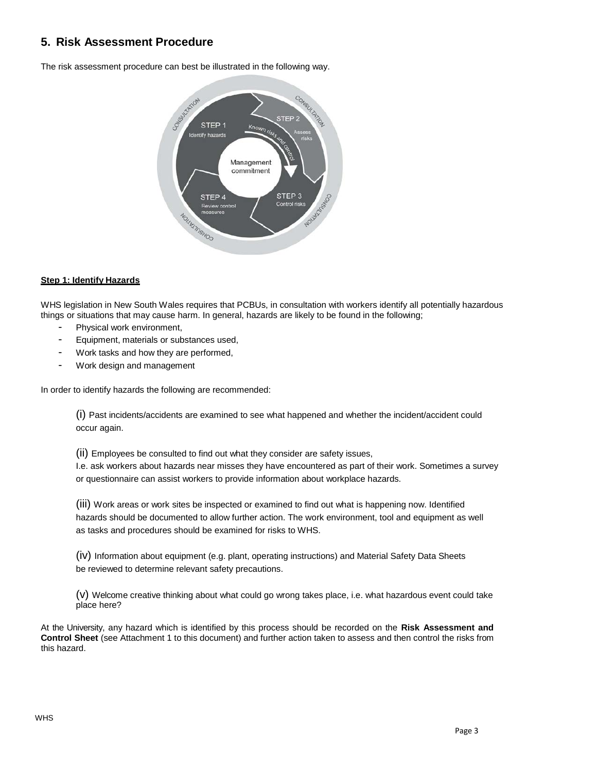## 5. Risk Assessment Procedure

The risk assessment procedure can best be illustrated in the following way.

**Step 1: Identify Hazards**

WHS legislation in New South Wales requires that PCBUs, in consultation with workers identify all potentially hazardous things or situations that may cause harm. In general, hazards are likely to be found in the following;

- Physical work environment,
- Equipment, materials or substances used,
- Work tasks and how they are performed,
- Work design and management

In order to identify hazards the following are recommended:

(i) Past incidents/accidents are examined to see what happened and whether the incident/accident could occur again.

(ii) Employees be consulted to find out what they consider are safety issues,
I.e. ask workers about hazards near misses they have encountered as part of their work. Sometimes a survey or questionnaire can assist workers to provide information about workplace hazards.

(iii) Work areas or work sites be inspected or examined to find out what is happening now. Identified hazards should be documented to allow further action. The work environment, tool and equipment as well as tasks and procedures should be examined for risks to WHS.

(iv) Information about equipment (e.g. plant, operating instructions) and Material Safety Data Sheets be reviewed to determine relevant safety precautions.

(v) Welcome creative thinking about what could go wrong takes place, i.e. what hazardous event could take place here?

At the University, any hazard which is identified by this process should be recorded on the **Risk Assessment and Control Sheet** (see Attachment 1 to this document) and further action taken to assess and then control the risks from this hazard.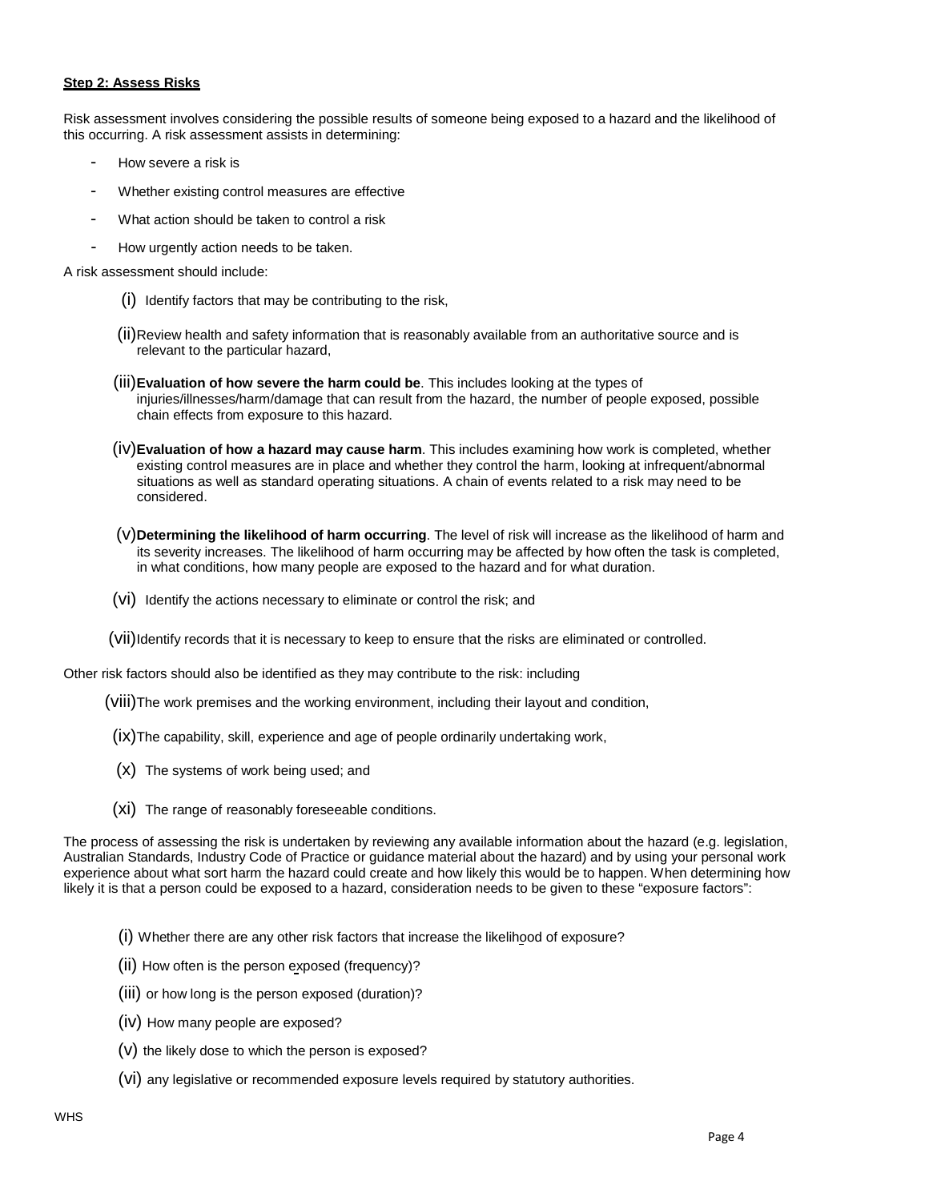**Step 2: Assess Risks**

Risk assessment involves considering the possible results of someone being exposed to a hazard and the likelihood of this occurring. A risk assessment assists in determining:

- How severe a risk is
- Whether existing control measures are effective
- What action should be taken to control a risk
- How urgently action needs to be taken.

A risk assessment should include:

(i) Identify factors that may be contributing to the risk,

(ii) Review health and safety information that is reasonably available from an authoritative source and is relevant to the particular hazard,

(iii) **Evaluation of how severe the harm could be**. This includes looking at the types of injuries/illnesses/harm/damage that can result from the hazard, the number of people exposed, possible chain effects from exposure to this hazard.

(iv) **Evaluation of how a hazard may cause harm**. This includes examining how work is completed, whether existing control measures are in place and whether they control the harm, looking at infrequent/abnormal situations as well as standard operating situations. A chain of events related to a risk may need to be considered.

(v) **Determining the likelihood of harm occurring**. The level of risk will increase as the likelihood of harm and its severity increases. The likelihood of harm occurring may be affected by how often the task is completed, in what conditions, how many people are exposed to the hazard and for what duration.

(vi) Identify the actions necessary to eliminate or control the risk; and

(vii) Identify records that it is necessary to keep to ensure that the risks are eliminated or controlled.

Other risk factors should also be identified as they may contribute to the risk: including

(viii) The work premises and the working environment, including their layout and condition,

(ix) The capability, skill, experience and age of people ordinarily undertaking work,

(x) The systems of work being used; and

(xi) The range of reasonably foreseeable conditions.

The process of assessing the risk is undertaken by reviewing any available information about the hazard (e.g. legislation, Australian Standards, Industry Code of Practice or guidance material about the hazard) and by using your personal work experience about what sort harm the hazard could create and how likely this would be to happen. When determining how likely it is that a person could be exposed to a hazard, consideration needs to be given to these "exposure factors":

(i) Whether there are any other risk factors that increase the likelihood of exposure?

(ii) How often is the person exposed (frequency)?

(iii) or how long is the person exposed (duration)?

(iv) How many people are exposed?

(v) the likely dose to which the person is exposed?

(vi) any legislative or recommended exposure levels required by statutory authorities.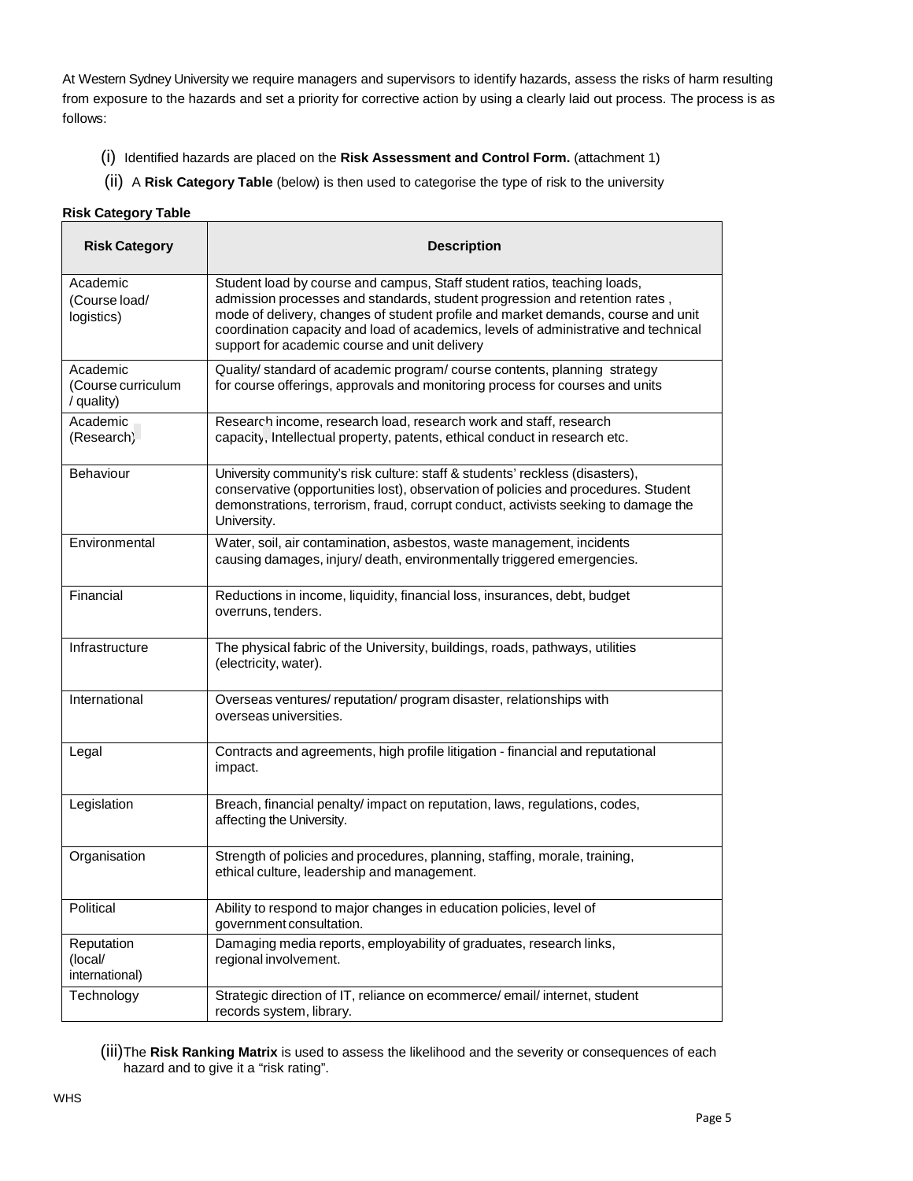At Western Sydney University we require managers and supervisors to identify hazards, assess the risks of harm resulting from exposure to the hazards and set a priority for corrective action by using a clearly laid out process. The process is as follows:

(i) Identified hazards are placed on the **Risk Assessment and Control Form.** (attachment 1)

(ii) A **Risk Category Table** (below) is then used to categorise the type of risk to the university

**Risk Category Table**

| Risk Category | Description |
|---|---|
| Academic (Course load/ logistics) | Student load by course and campus, Staff student ratios, teaching loads, admission processes and standards, student progression and retention rates , mode of delivery, changes of student profile and market demands, course and unit coordination capacity and load of academics, levels of administrative and technical support for academic course and unit delivery |
| Academic (Course curriculum / quality) | Quality/ standard of academic program/ course contents, planning strategy for course offerings, approvals and monitoring process for courses and units |
| Academic (Research) | Research income, research load, research work and staff, research capacity, Intellectual property, patents, ethical conduct in research etc. |
| Behaviour | University community's risk culture: staff & students' reckless (disasters), conservative (opportunities lost), observation of policies and procedures. Student demonstrations, terrorism, fraud, corrupt conduct, activists seeking to damage the University. |
| Environmental | Water, soil, air contamination, asbestos, waste management, incidents causing damages, injury/ death, environmentally triggered emergencies. |
| Financial | Reductions in income, liquidity, financial loss, insurances, debt, budget overruns, tenders. |
| Infrastructure | The physical fabric of the University, buildings, roads, pathways, utilities (electricity, water). |
| International | Overseas ventures/ reputation/ program disaster, relationships with overseas universities. |
| Legal | Contracts and agreements, high profile litigation - financial and reputational impact. |
| Legislation | Breach, financial penalty/ impact on reputation, laws, regulations, codes, affecting the University. |
| Organisation | Strength of policies and procedures, planning, staffing, morale, training, ethical culture, leadership and management. |
| Political | Ability to respond to major changes in education policies, level of government consultation. |
| Reputation (local/ international) | Damaging media reports, employability of graduates, research links, regional involvement. |
| Technology | Strategic direction of IT, reliance on ecommerce/ email/ internet, student records system, library. |

(iii) The **Risk Ranking Matrix** is used to assess the likelihood and the severity or consequences of each hazard and to give it a "risk rating".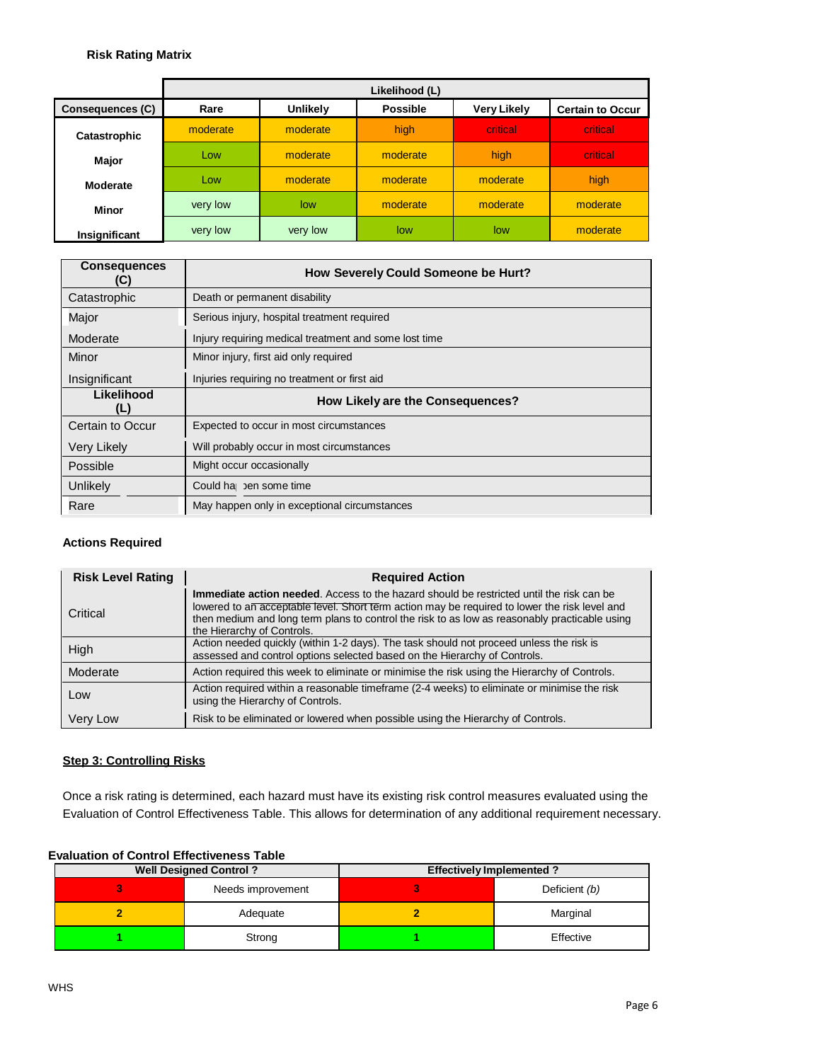**Risk Rating Matrix**

| | Likelihood (L) | | | | |
|---|---|---|---|---|---|
| **Consequences (C)** | **Rare** | **Unlikely** | **Possible** | **Very Likely** | **Certain to Occur** |
| **Catastrophic** | moderate | moderate | high | critical | critical |
| **Major** | Low | moderate | moderate | high | critical |
| **Moderate** | Low | moderate | moderate | moderate | high |
| **Minor** | very low | low | moderate | moderate | moderate |
| **Insignificant** | very low | very low | low | low | moderate |

| **Consequences (C)** | **How Severely Could Someone be Hurt?** |
|---|---|
| Catastrophic | Death or permanent disability |
| Major | Serious injury, hospital treatment required |
| Moderate | Injury requiring medical treatment and some lost time |
| Minor | Minor injury, first aid only required |
| Insignificant | Injuries requiring no treatment or first aid |
| **Likelihood (L)** | **How Likely are the Consequences?** |
| Certain to Occur | Expected to occur in most circumstances |
| Very Likely | Will probably occur in most circumstances |
| Possible | Might occur occasionally |
| Unlikely | Could happen some time |
| Rare | May happen only in exceptional circumstances |

**Actions Required**

| **Risk Level Rating** | **Required Action** |
|---|---|
| Critical | **Immediate action needed**. Access to the hazard should be restricted until the risk can be lowered to an acceptable level. Short term action may be required to lower the risk level and then medium and long term plans to control the risk to as low as reasonably practicable using the Hierarchy of Controls. |
| High | Action needed quickly (within 1-2 days). The task should not proceed unless the risk is assessed and control options selected based on the Hierarchy of Controls. |
| Moderate | Action required this week to eliminate or minimise the risk using the Hierarchy of Controls. |
| Low | Action required within a reasonable timeframe (2-4 weeks) to eliminate or minimise the risk using the Hierarchy of Controls. |
| Very Low | Risk to be eliminated or lowered when possible using the Hierarchy of Controls. |

**Step 3: Controlling Risks**

Once a risk rating is determined, each hazard must have its existing risk control measures evaluated using the Evaluation of Control Effectiveness Table. This allows for determination of any additional requirement necessary.

**Evaluation of Control Effectiveness Table**

| Well Designed Control ? | | Effectively Implemented ? | |
|---|---|---|---|
| 3 | Needs improvement | 3 | Deficient *(b)* |
| 2 | Adequate | 2 | Marginal |
| 1 | Strong | 1 | Effective |

WHS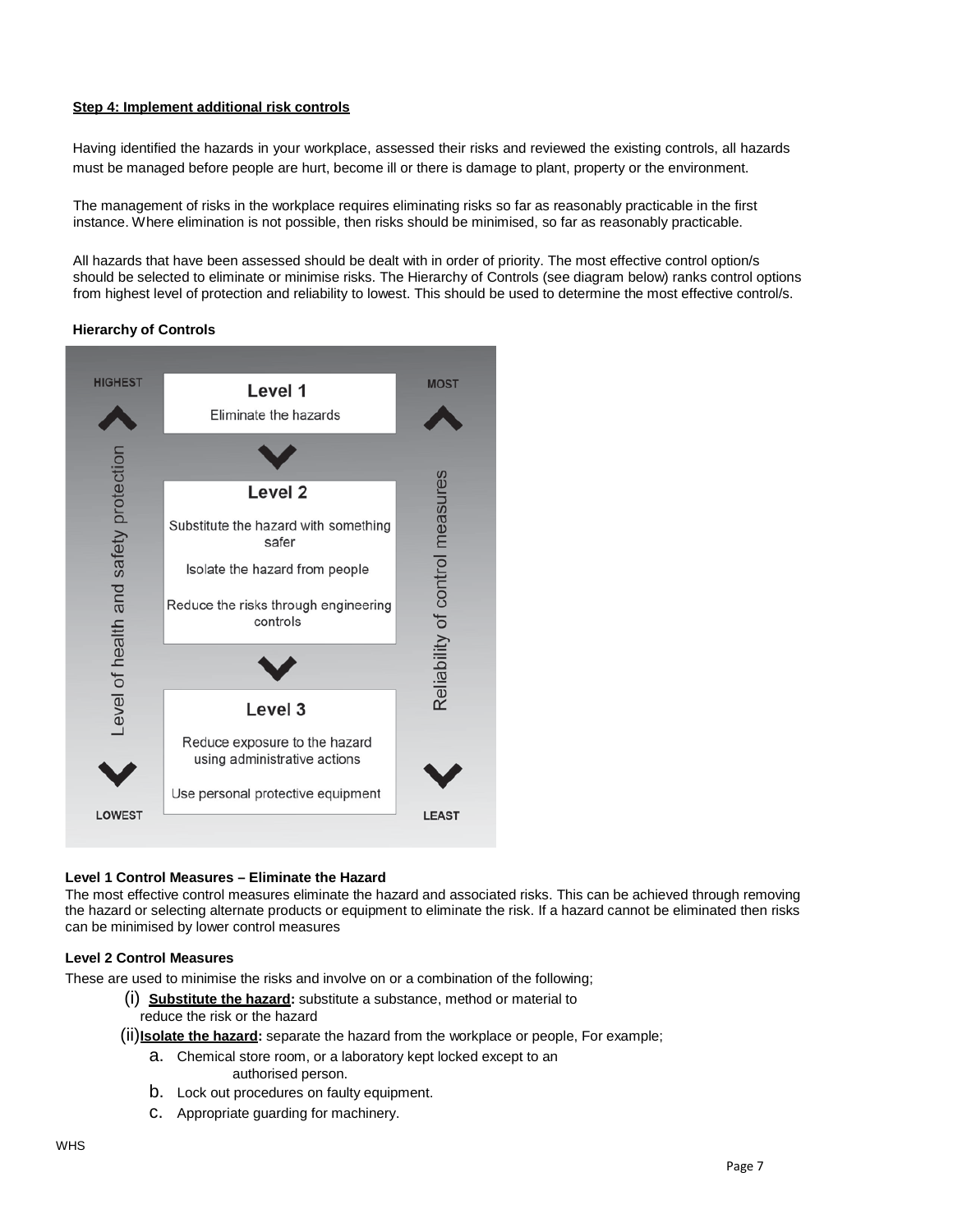**Step 4: Implement additional risk controls**

Having identified the hazards in your workplace, assessed their risks and reviewed the existing controls, all hazards must be managed before people are hurt, become ill or there is damage to plant, property or the environment.

The management of risks in the workplace requires eliminating risks so far as reasonably practicable in the first instance. Where elimination is not possible, then risks should be minimised, so far as reasonably practicable.

All hazards that have been assessed should be dealt with in order of priority. The most effective control option/s should be selected to eliminate or minimise risks. The Hierarchy of Controls (see diagram below) ranks control options from highest level of protection and reliability to lowest. This should be used to determine the most effective control/s.

**Hierarchy of Controls**

| Level of health and safety protection | Control | Reliability of control measures |
|---|---|---|
| HIGHEST | **Level 1**<br>Eliminate the hazards | MOST |
| | **Level 2**<br>Substitute the hazard with something safer<br>Isolate the hazard from people<br>Reduce the risks through engineering controls | |
| LOWEST | **Level 3**<br>Reduce exposure to the hazard using administrative actions<br>Use personal protective equipment | LEAST |

**Level 1 Control Measures – Eliminate the Hazard**

The most effective control measures eliminate the hazard and associated risks. This can be achieved through removing the hazard or selecting alternate products or equipment to eliminate the risk. If a hazard cannot be eliminated then risks can be minimised by lower control measures

**Level 2 Control Measures**

These are used to minimise the risks and involve on or a combination of the following;

(i) **Substitute the hazard:** substitute a substance, method or material to reduce the risk or the hazard

(ii) **Isolate the hazard:** separate the hazard from the workplace or people, For example;

a. Chemical store room, or a laboratory kept locked except to an authorised person.
b. Lock out procedures on faulty equipment.
c. Appropriate guarding for machinery.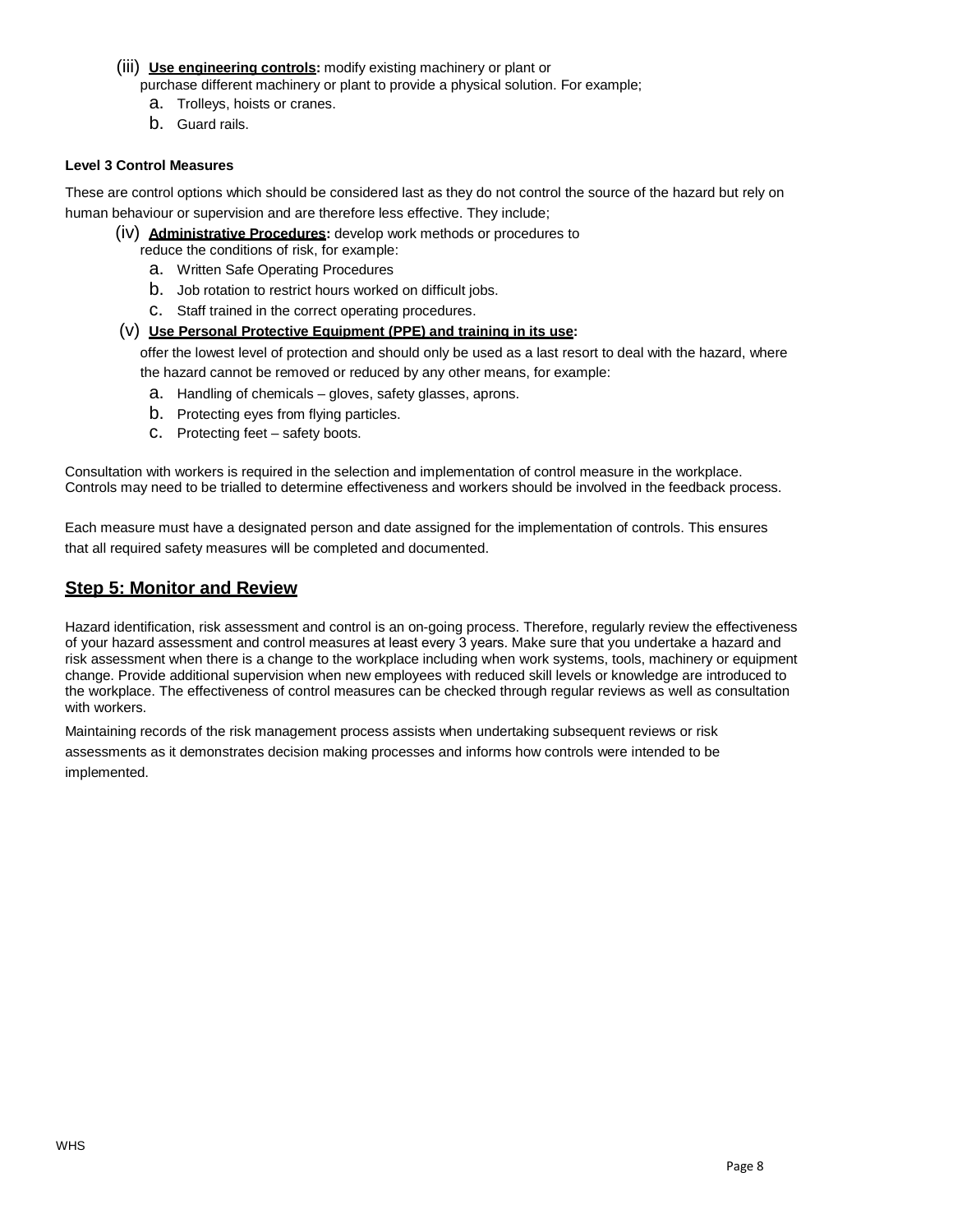(iii) **Use engineering controls:** modify existing machinery or plant or purchase different machinery or plant to provide a physical solution. For example;

  a. Trolleys, hoists or cranes.
  b. Guard rails.

**Level 3 Control Measures**

These are control options which should be considered last as they do not control the source of the hazard but rely on human behaviour or supervision and are therefore less effective. They include;

(iv) **Administrative Procedures:** develop work methods or procedures to reduce the conditions of risk, for example:

  a. Written Safe Operating Procedures
  b. Job rotation to restrict hours worked on difficult jobs.
  c. Staff trained in the correct operating procedures.

(v) **Use Personal Protective Equipment (PPE) and training in its use:** offer the lowest level of protection and should only be used as a last resort to deal with the hazard, where the hazard cannot be removed or reduced by any other means, for example:

  a. Handling of chemicals – gloves, safety glasses, aprons.
  b. Protecting eyes from flying particles.
  c. Protecting feet – safety boots.

Consultation with workers is required in the selection and implementation of control measure in the workplace. Controls may need to be trialled to determine effectiveness and workers should be involved in the feedback process.

Each measure must have a designated person and date assigned for the implementation of controls. This ensures that all required safety measures will be completed and documented.

## Step 5: Monitor and Review

Hazard identification, risk assessment and control is an on-going process. Therefore, regularly review the effectiveness of your hazard assessment and control measures at least every 3 years. Make sure that you undertake a hazard and risk assessment when there is a change to the workplace including when work systems, tools, machinery or equipment change. Provide additional supervision when new employees with reduced skill levels or knowledge are introduced to the workplace. The effectiveness of control measures can be checked through regular reviews as well as consultation with workers.

Maintaining records of the risk management process assists when undertaking subsequent reviews or risk assessments as it demonstrates decision making processes and informs how controls were intended to be implemented.